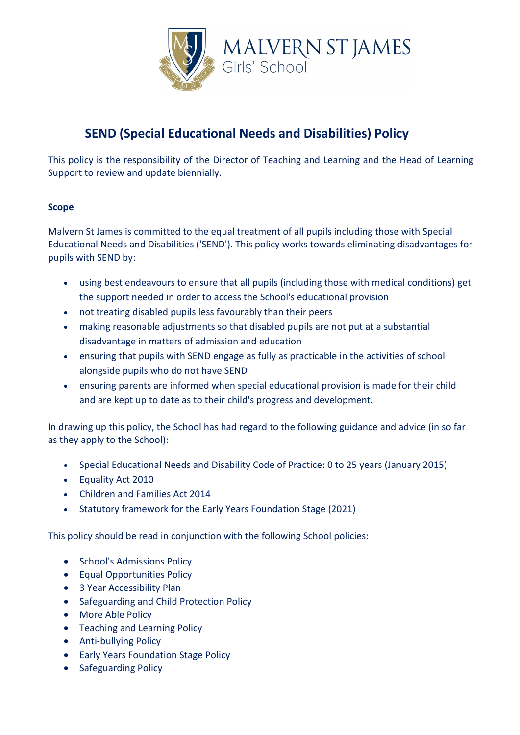# SEND (Special Educational Needs and Disabilities) Policy

This policy is the responsibility of the Director of Teaching and Learning and the Head of Learning Support to review and update biennially.

**Scope**

Malvern St James is committed to the equal treatment of all pupils including those with Special Educational Needs and Disabilities ('SEND'). This policy works towards eliminating disadvantages for pupils with SEND by:

- using best endeavours to ensure that all pupils (including those with medical conditions) get the support needed in order to access the School's educational provision
- not treating disabled pupils less favourably than their peers
- making reasonable adjustments so that disabled pupils are not put at a substantial disadvantage in matters of admission and education
- ensuring that pupils with SEND engage as fully as practicable in the activities of school alongside pupils who do not have SEND
- ensuring parents are informed when special educational provision is made for their child and are kept up to date as to their child's progress and development.

In drawing up this policy, the School has had regard to the following guidance and advice (in so far as they apply to the School):

- Special Educational Needs and Disability Code of Practice: 0 to 25 years (January 2015)
- Equality Act 2010
- Children and Families Act 2014
- Statutory framework for the Early Years Foundation Stage (2021)

This policy should be read in conjunction with the following School policies:

- School's Admissions Policy
- Equal Opportunities Policy
- 3 Year Accessibility Plan
- Safeguarding and Child Protection Policy
- More Able Policy
- Teaching and Learning Policy
- Anti-bullying Policy
- Early Years Foundation Stage Policy
- Safeguarding Policy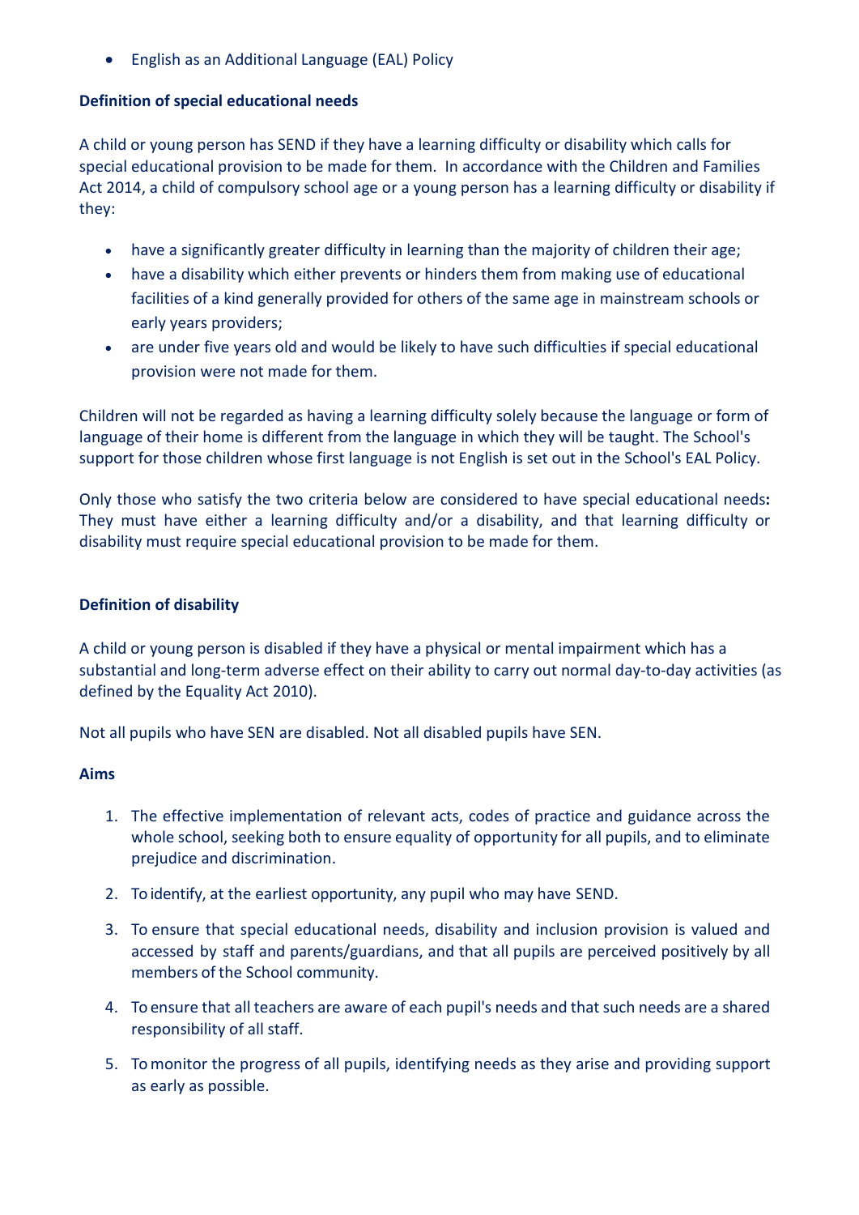- English as an Additional Language (EAL) Policy

**Definition of special educational needs**

A child or young person has SEND if they have a learning difficulty or disability which calls for special educational provision to be made for them. In accordance with the Children and Families Act 2014, a child of compulsory school age or a young person has a learning difficulty or disability if they:

- have a significantly greater difficulty in learning than the majority of children their age;
- have a disability which either prevents or hinders them from making use of educational facilities of a kind generally provided for others of the same age in mainstream schools or early years providers;
- are under five years old and would be likely to have such difficulties if special educational provision were not made for them.

Children will not be regarded as having a learning difficulty solely because the language or form of language of their home is different from the language in which they will be taught. The School's support for those children whose first language is not English is set out in the School's EAL Policy.

Only those who satisfy the two criteria below are considered to have special educational needs**:** They must have either a learning difficulty and/or a disability, and that learning difficulty or disability must require special educational provision to be made for them.

**Definition of disability**

A child or young person is disabled if they have a physical or mental impairment which has a substantial and long-term adverse effect on their ability to carry out normal day-to-day activities (as defined by the Equality Act 2010).

Not all pupils who have SEN are disabled. Not all disabled pupils have SEN.

**Aims**

1. The effective implementation of relevant acts, codes of practice and guidance across the whole school, seeking both to ensure equality of opportunity for all pupils, and to eliminate prejudice and discrimination.
2. To identify, at the earliest opportunity, any pupil who may have SEND.
3. To ensure that special educational needs, disability and inclusion provision is valued and accessed by staff and parents/guardians, and that all pupils are perceived positively by all members of the School community.
4. To ensure that all teachers are aware of each pupil's needs and that such needs are a shared responsibility of all staff.
5. To monitor the progress of all pupils, identifying needs as they arise and providing support as early as possible.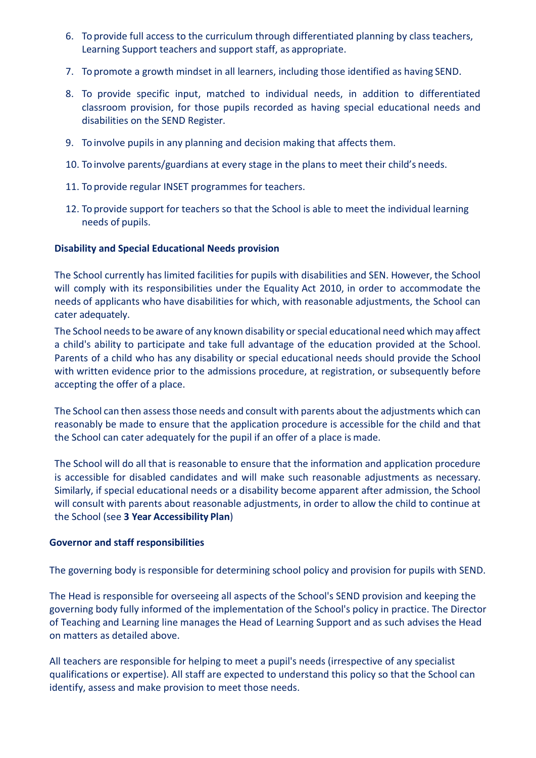6. To provide full access to the curriculum through differentiated planning by class teachers, Learning Support teachers and support staff, as appropriate.
7. To promote a growth mindset in all learners, including those identified as having SEND.
8. To provide specific input, matched to individual needs, in addition to differentiated classroom provision, for those pupils recorded as having special educational needs and disabilities on the SEND Register.
9. To involve pupils in any planning and decision making that affects them.
10. To involve parents/guardians at every stage in the plans to meet their child's needs.
11. To provide regular INSET programmes for teachers.
12. To provide support for teachers so that the School is able to meet the individual learning needs of pupils.

**Disability and Special Educational Needs provision**

The School currently has limited facilities for pupils with disabilities and SEN. However, the School will comply with its responsibilities under the Equality Act 2010, in order to accommodate the needs of applicants who have disabilities for which, with reasonable adjustments, the School can cater adequately.

The School needs to be aware of any known disability or special educational need which may affect a child's ability to participate and take full advantage of the education provided at the School. Parents of a child who has any disability or special educational needs should provide the School with written evidence prior to the admissions procedure, at registration, or subsequently before accepting the offer of a place.

The School can then assess those needs and consult with parents about the adjustments which can reasonably be made to ensure that the application procedure is accessible for the child and that the School can cater adequately for the pupil if an offer of a place is made.

The School will do all that is reasonable to ensure that the information and application procedure is accessible for disabled candidates and will make such reasonable adjustments as necessary. Similarly, if special educational needs or a disability become apparent after admission, the School will consult with parents about reasonable adjustments, in order to allow the child to continue at the School (see **3 Year Accessibility Plan**)

**Governor and staff responsibilities**

The governing body is responsible for determining school policy and provision for pupils with SEND.

The Head is responsible for overseeing all aspects of the School's SEND provision and keeping the governing body fully informed of the implementation of the School's policy in practice. The Director of Teaching and Learning line manages the Head of Learning Support and as such advises the Head on matters as detailed above.

All teachers are responsible for helping to meet a pupil's needs (irrespective of any specialist qualifications or expertise). All staff are expected to understand this policy so that the School can identify, assess and make provision to meet those needs.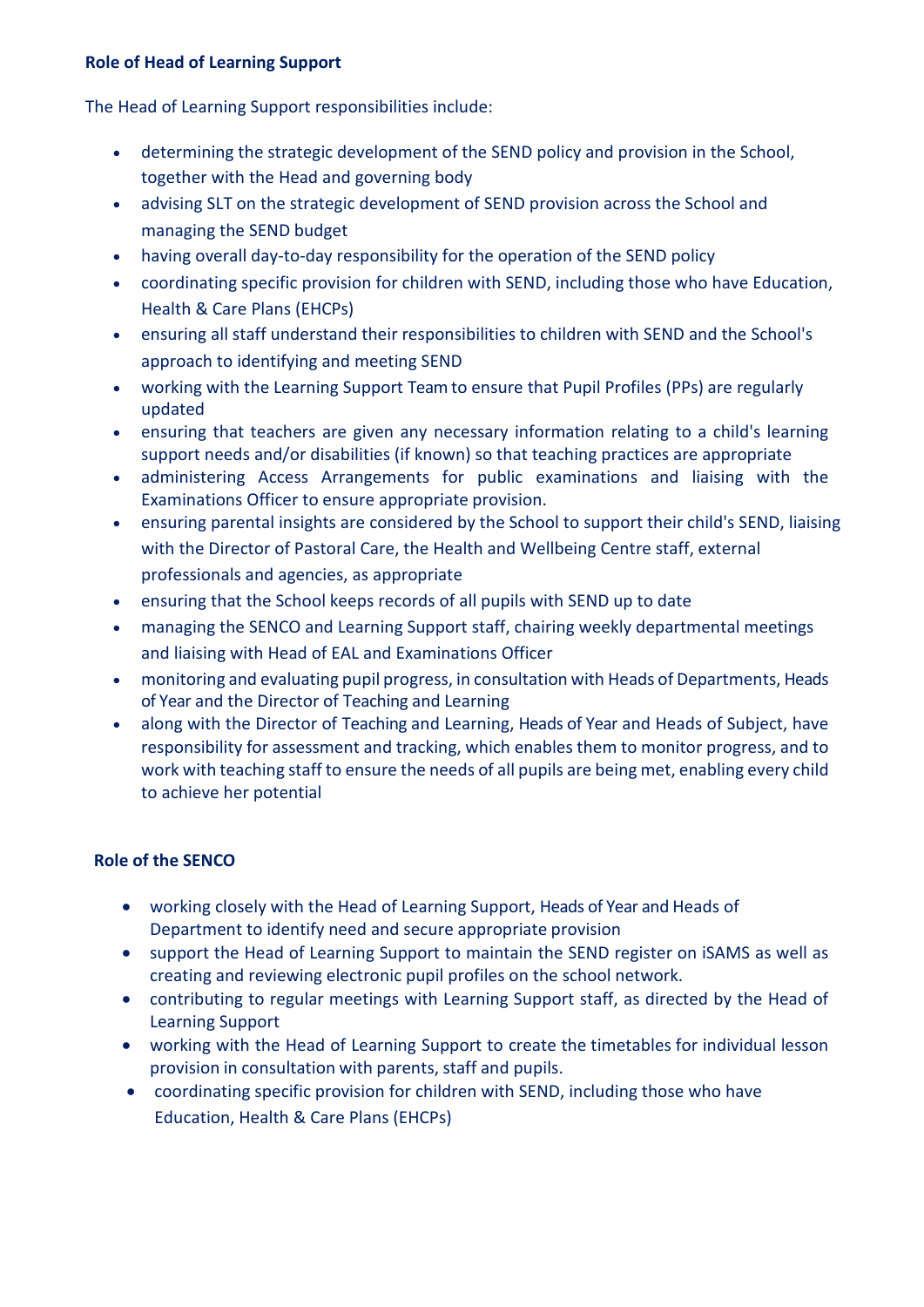### Role of Head of Learning Support

The Head of Learning Support responsibilities include:

- determining the strategic development of the SEND policy and provision in the School, together with the Head and governing body
- advising SLT on the strategic development of SEND provision across the School and managing the SEND budget
- having overall day-to-day responsibility for the operation of the SEND policy
- coordinating specific provision for children with SEND, including those who have Education, Health & Care Plans (EHCPs)
- ensuring all staff understand their responsibilities to children with SEND and the School's approach to identifying and meeting SEND
- working with the Learning Support Team to ensure that Pupil Profiles (PPs) are regularly updated
- ensuring that teachers are given any necessary information relating to a child's learning support needs and/or disabilities (if known) so that teaching practices are appropriate
- administering Access Arrangements for public examinations and liaising with the Examinations Officer to ensure appropriate provision.
- ensuring parental insights are considered by the School to support their child's SEND, liaising with the Director of Pastoral Care, the Health and Wellbeing Centre staff, external professionals and agencies, as appropriate
- ensuring that the School keeps records of all pupils with SEND up to date
- managing the SENCO and Learning Support staff, chairing weekly departmental meetings and liaising with Head of EAL and Examinations Officer
- monitoring and evaluating pupil progress, in consultation with Heads of Departments, Heads of Year and the Director of Teaching and Learning
- along with the Director of Teaching and Learning, Heads of Year and Heads of Subject, have responsibility for assessment and tracking, which enables them to monitor progress, and to work with teaching staff to ensure the needs of all pupils are being met, enabling every child to achieve her potential

### Role of the SENCO

- working closely with the Head of Learning Support, Heads of Year and Heads of Department to identify need and secure appropriate provision
- support the Head of Learning Support to maintain the SEND register on iSAMS as well as creating and reviewing electronic pupil profiles on the school network.
- contributing to regular meetings with Learning Support staff, as directed by the Head of Learning Support
- working with the Head of Learning Support to create the timetables for individual lesson provision in consultation with parents, staff and pupils.
- coordinating specific provision for children with SEND, including those who have Education, Health & Care Plans (EHCPs)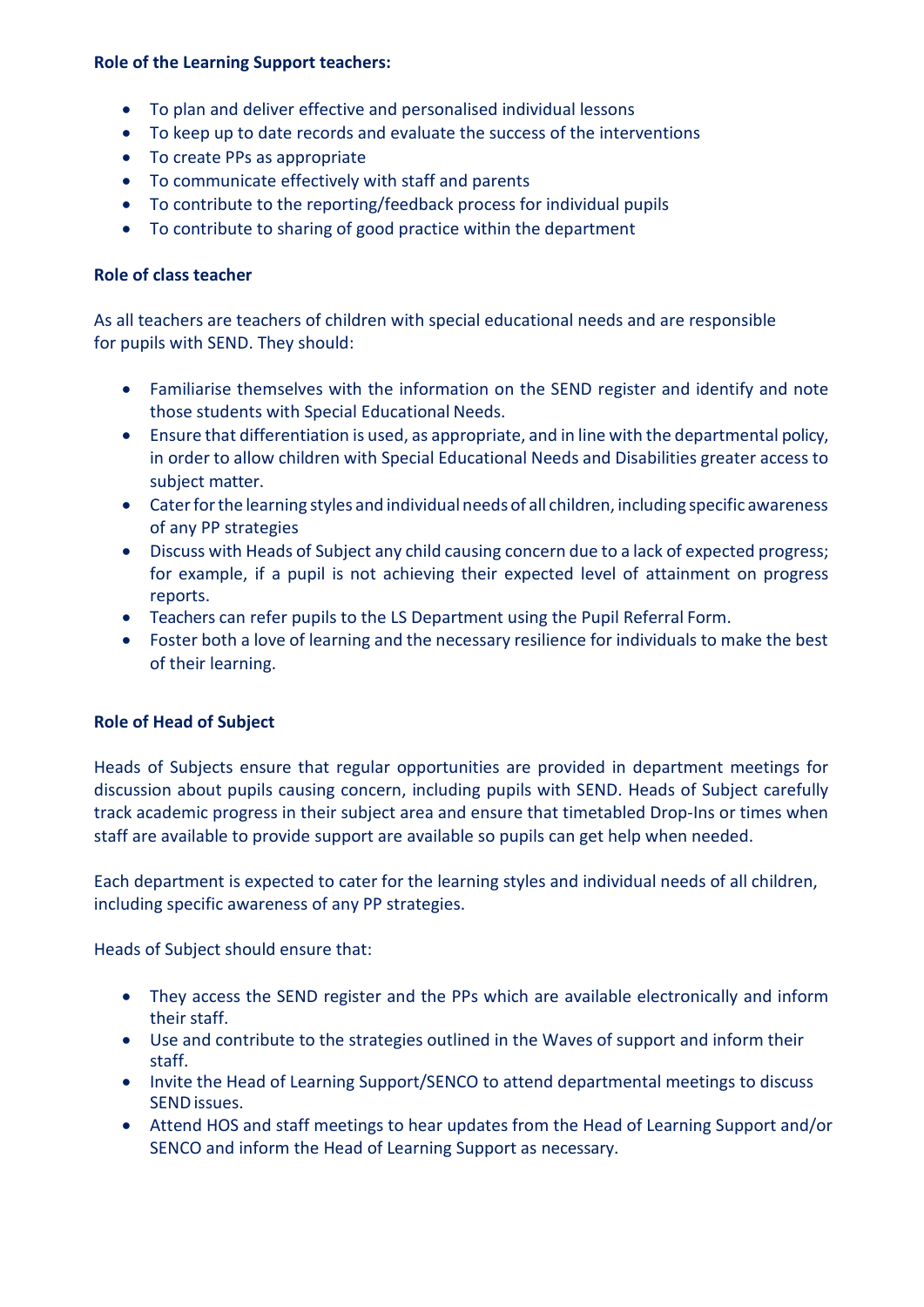**Role of the Learning Support teachers:**

- To plan and deliver effective and personalised individual lessons
- To keep up to date records and evaluate the success of the interventions
- To create PPs as appropriate
- To communicate effectively with staff and parents
- To contribute to the reporting/feedback process for individual pupils
- To contribute to sharing of good practice within the department

**Role of class teacher**

As all teachers are teachers of children with special educational needs and are responsible for pupils with SEND. They should:

- Familiarise themselves with the information on the SEND register and identify and note those students with Special Educational Needs.
- Ensure that differentiation is used, as appropriate, and in line with the departmental policy, in order to allow children with Special Educational Needs and Disabilities greater access to subject matter.
- Cater for the learning styles and individual needs of all children, including specific awareness of any PP strategies
- Discuss with Heads of Subject any child causing concern due to a lack of expected progress; for example, if a pupil is not achieving their expected level of attainment on progress reports.
- Teachers can refer pupils to the LS Department using the Pupil Referral Form.
- Foster both a love of learning and the necessary resilience for individuals to make the best of their learning.

**Role of Head of Subject**

Heads of Subjects ensure that regular opportunities are provided in department meetings for discussion about pupils causing concern, including pupils with SEND. Heads of Subject carefully track academic progress in their subject area and ensure that timetabled Drop-Ins or times when staff are available to provide support are available so pupils can get help when needed.

Each department is expected to cater for the learning styles and individual needs of all children, including specific awareness of any PP strategies.

Heads of Subject should ensure that:

- They access the SEND register and the PPs which are available electronically and inform their staff.
- Use and contribute to the strategies outlined in the Waves of support and inform their staff.
- Invite the Head of Learning Support/SENCO to attend departmental meetings to discuss SEND issues.
- Attend HOS and staff meetings to hear updates from the Head of Learning Support and/or SENCO and inform the Head of Learning Support as necessary.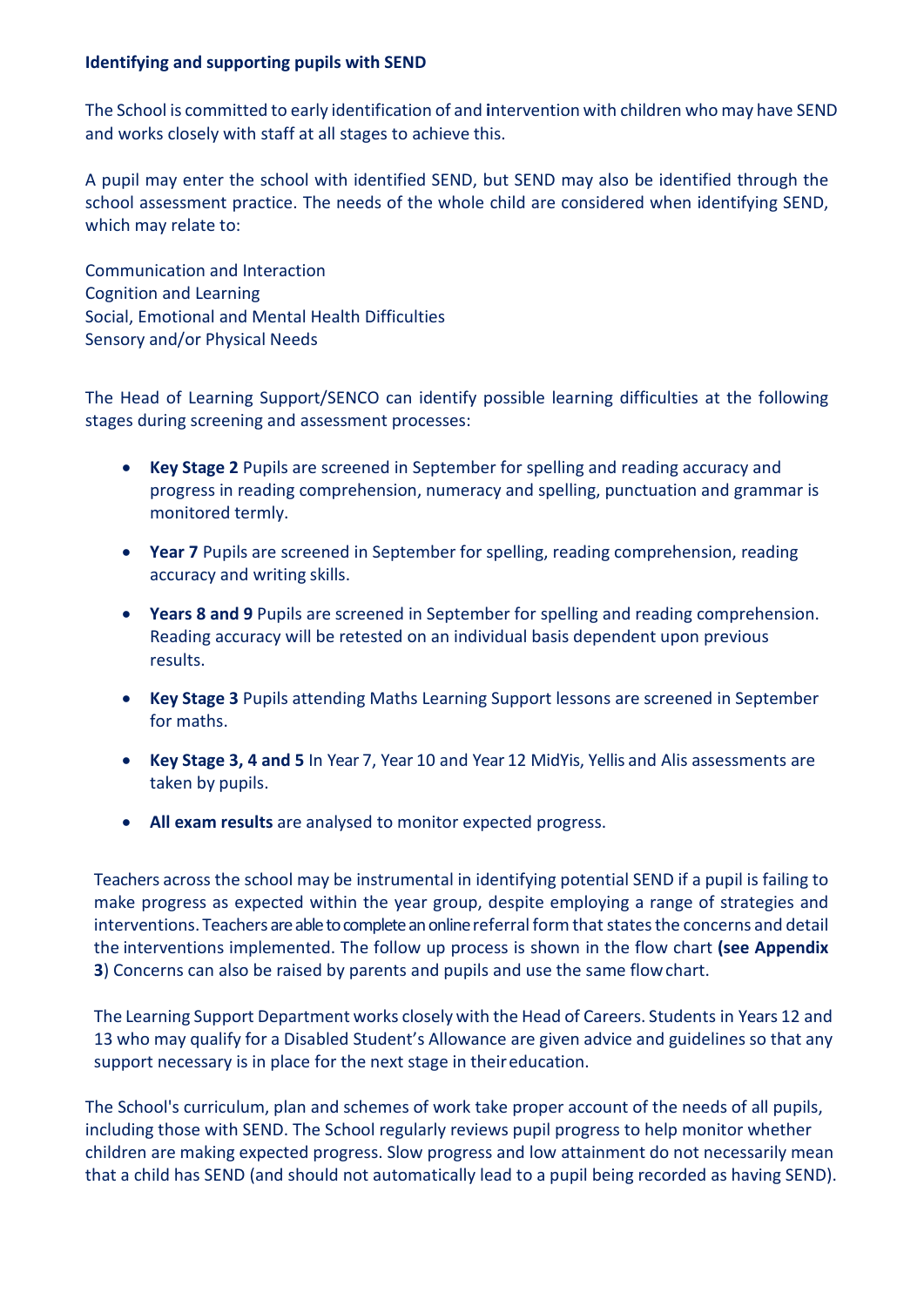**Identifying and supporting pupils with SEND**

The School is committed to early identification of and intervention with children who may have SEND and works closely with staff at all stages to achieve this.

A pupil may enter the school with identified SEND, but SEND may also be identified through the school assessment practice. The needs of the whole child are considered when identifying SEND, which may relate to:

Communication and Interaction
Cognition and Learning
Social, Emotional and Mental Health Difficulties
Sensory and/or Physical Needs

The Head of Learning Support/SENCO can identify possible learning difficulties at the following stages during screening and assessment processes:

- **Key Stage 2** Pupils are screened in September for spelling and reading accuracy and progress in reading comprehension, numeracy and spelling, punctuation and grammar is monitored termly.
- **Year 7** Pupils are screened in September for spelling, reading comprehension, reading accuracy and writing skills.
- **Years 8 and 9** Pupils are screened in September for spelling and reading comprehension. Reading accuracy will be retested on an individual basis dependent upon previous results.
- **Key Stage 3** Pupils attending Maths Learning Support lessons are screened in September for maths.
- **Key Stage 3, 4 and 5** In Year 7, Year 10 and Year 12 MidYis, Yellis and Alis assessments are taken by pupils.
- **All exam results** are analysed to monitor expected progress.

Teachers across the school may be instrumental in identifying potential SEND if a pupil is failing to make progress as expected within the year group, despite employing a range of strategies and interventions. Teachers are able to complete an online referral form that states the concerns and detail the interventions implemented. The follow up process is shown in the flow chart **(see Appendix 3**) Concerns can also be raised by parents and pupils and use the same flow chart.

The Learning Support Department works closely with the Head of Careers. Students in Years 12 and 13 who may qualify for a Disabled Student's Allowance are given advice and guidelines so that any support necessary is in place for the next stage in their education.

The School's curriculum, plan and schemes of work take proper account of the needs of all pupils, including those with SEND. The School regularly reviews pupil progress to help monitor whether children are making expected progress. Slow progress and low attainment do not necessarily mean that a child has SEND (and should not automatically lead to a pupil being recorded as having SEND).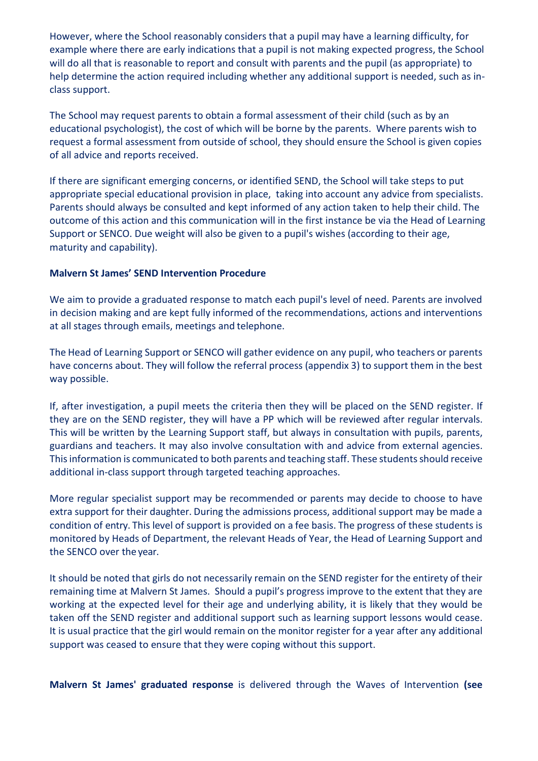However, where the School reasonably considers that a pupil may have a learning difficulty, for example where there are early indications that a pupil is not making expected progress, the School will do all that is reasonable to report and consult with parents and the pupil (as appropriate) to help determine the action required including whether any additional support is needed, such as in-class support.

The School may request parents to obtain a formal assessment of their child (such as by an educational psychologist), the cost of which will be borne by the parents. Where parents wish to request a formal assessment from outside of school, they should ensure the School is given copies of all advice and reports received.

If there are significant emerging concerns, or identified SEND, the School will take steps to put appropriate special educational provision in place, taking into account any advice from specialists. Parents should always be consulted and kept informed of any action taken to help their child. The outcome of this action and this communication will in the first instance be via the Head of Learning Support or SENCO. Due weight will also be given to a pupil's wishes (according to their age, maturity and capability).

**Malvern St James' SEND Intervention Procedure**

We aim to provide a graduated response to match each pupil's level of need. Parents are involved in decision making and are kept fully informed of the recommendations, actions and interventions at all stages through emails, meetings and telephone.

The Head of Learning Support or SENCO will gather evidence on any pupil, who teachers or parents have concerns about. They will follow the referral process (appendix 3) to support them in the best way possible.

If, after investigation, a pupil meets the criteria then they will be placed on the SEND register. If they are on the SEND register, they will have a PP which will be reviewed after regular intervals. This will be written by the Learning Support staff, but always in consultation with pupils, parents, guardians and teachers. It may also involve consultation with and advice from external agencies. This information is communicated to both parents and teaching staff. These students should receive additional in-class support through targeted teaching approaches.

More regular specialist support may be recommended or parents may decide to choose to have extra support for their daughter. During the admissions process, additional support may be made a condition of entry. This level of support is provided on a fee basis. The progress of these students is monitored by Heads of Department, the relevant Heads of Year, the Head of Learning Support and the SENCO over the year.

It should be noted that girls do not necessarily remain on the SEND register for the entirety of their remaining time at Malvern St James. Should a pupil's progress improve to the extent that they are working at the expected level for their age and underlying ability, it is likely that they would be taken off the SEND register and additional support such as learning support lessons would cease. It is usual practice that the girl would remain on the monitor register for a year after any additional support was ceased to ensure that they were coping without this support.

**Malvern St James' graduated response** is delivered through the Waves of Intervention **(see**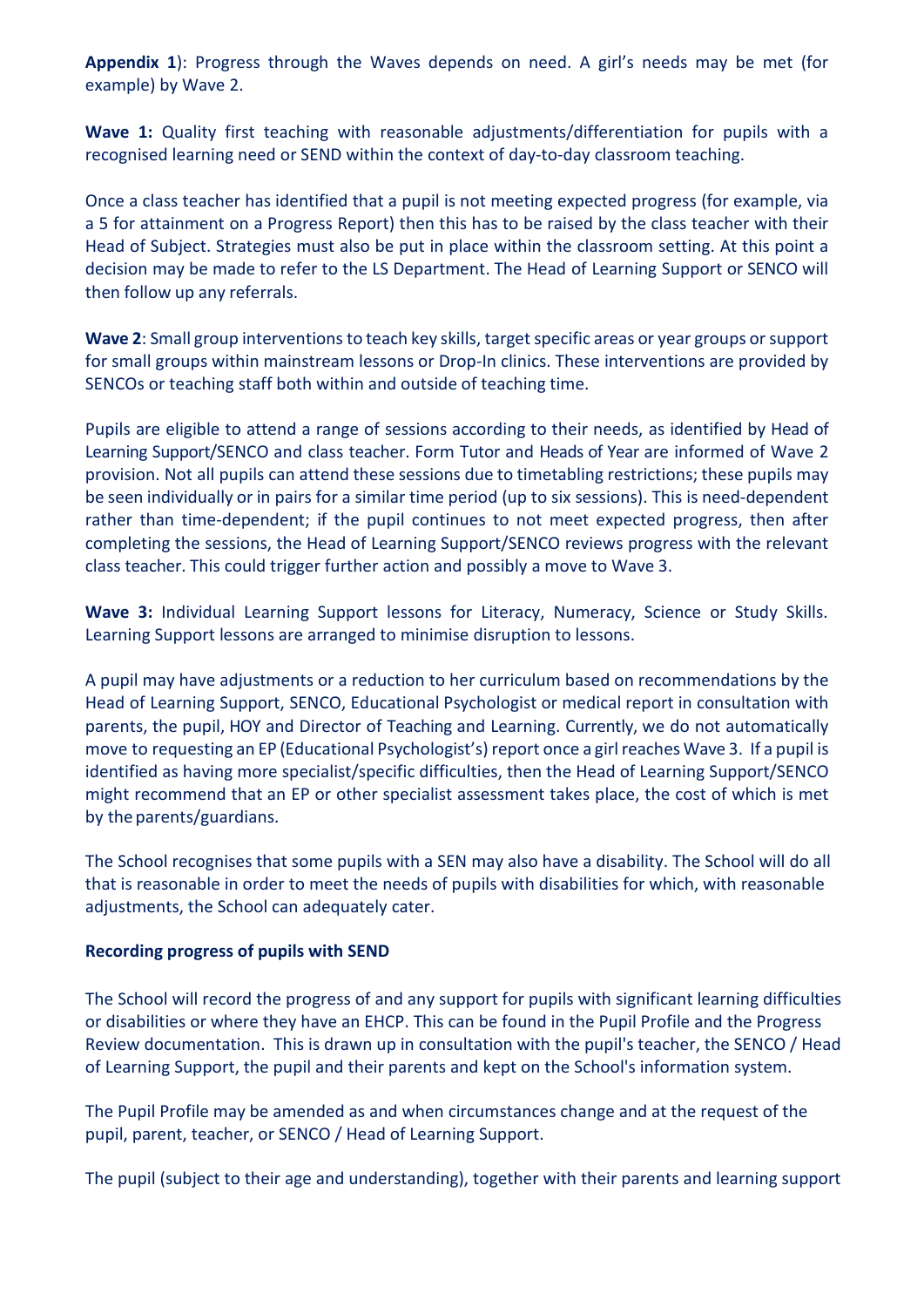**Appendix 1**): Progress through the Waves depends on need. A girl's needs may be met (for example) by Wave 2.

**Wave 1:** Quality first teaching with reasonable adjustments/differentiation for pupils with a recognised learning need or SEND within the context of day-to-day classroom teaching.

Once a class teacher has identified that a pupil is not meeting expected progress (for example, via a 5 for attainment on a Progress Report) then this has to be raised by the class teacher with their Head of Subject. Strategies must also be put in place within the classroom setting. At this point a decision may be made to refer to the LS Department. The Head of Learning Support or SENCO will then follow up any referrals.

**Wave 2**: Small group interventions to teach key skills, target specific areas or year groups or support for small groups within mainstream lessons or Drop-In clinics. These interventions are provided by SENCOs or teaching staff both within and outside of teaching time.

Pupils are eligible to attend a range of sessions according to their needs, as identified by Head of Learning Support/SENCO and class teacher. Form Tutor and Heads of Year are informed of Wave 2 provision. Not all pupils can attend these sessions due to timetabling restrictions; these pupils may be seen individually or in pairs for a similar time period (up to six sessions). This is need-dependent rather than time-dependent; if the pupil continues to not meet expected progress, then after completing the sessions, the Head of Learning Support/SENCO reviews progress with the relevant class teacher. This could trigger further action and possibly a move to Wave 3.

**Wave 3:** Individual Learning Support lessons for Literacy, Numeracy, Science or Study Skills. Learning Support lessons are arranged to minimise disruption to lessons.

A pupil may have adjustments or a reduction to her curriculum based on recommendations by the Head of Learning Support, SENCO, Educational Psychologist or medical report in consultation with parents, the pupil, HOY and Director of Teaching and Learning. Currently, we do not automatically move to requesting an EP (Educational Psychologist's) report once a girl reaches Wave 3. If a pupil is identified as having more specialist/specific difficulties, then the Head of Learning Support/SENCO might recommend that an EP or other specialist assessment takes place, the cost of which is met by the parents/guardians.

The School recognises that some pupils with a SEN may also have a disability. The School will do all that is reasonable in order to meet the needs of pupils with disabilities for which, with reasonable adjustments, the School can adequately cater.

**Recording progress of pupils with SEND**

The School will record the progress of and any support for pupils with significant learning difficulties or disabilities or where they have an EHCP. This can be found in the Pupil Profile and the Progress Review documentation. This is drawn up in consultation with the pupil's teacher, the SENCO / Head of Learning Support, the pupil and their parents and kept on the School's information system.

The Pupil Profile may be amended as and when circumstances change and at the request of the pupil, parent, teacher, or SENCO / Head of Learning Support.

The pupil (subject to their age and understanding), together with their parents and learning support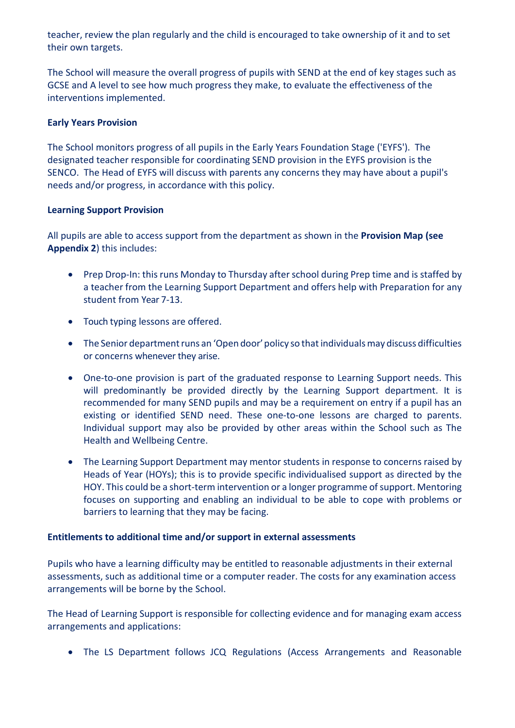teacher, review the plan regularly and the child is encouraged to take ownership of it and to set their own targets.

The School will measure the overall progress of pupils with SEND at the end of key stages such as GCSE and A level to see how much progress they make, to evaluate the effectiveness of the interventions implemented.

**Early Years Provision**

The School monitors progress of all pupils in the Early Years Foundation Stage ('EYFS'). The designated teacher responsible for coordinating SEND provision in the EYFS provision is the SENCO. The Head of EYFS will discuss with parents any concerns they may have about a pupil's needs and/or progress, in accordance with this policy.

**Learning Support Provision**

All pupils are able to access support from the department as shown in the **Provision Map (see Appendix 2**) this includes:

- Prep Drop-In: this runs Monday to Thursday after school during Prep time and is staffed by a teacher from the Learning Support Department and offers help with Preparation for any student from Year 7-13.
- Touch typing lessons are offered.
- The Senior department runs an 'Open door' policy so that individuals may discuss difficulties or concerns whenever they arise.
- One-to-one provision is part of the graduated response to Learning Support needs. This will predominantly be provided directly by the Learning Support department. It is recommended for many SEND pupils and may be a requirement on entry if a pupil has an existing or identified SEND need. These one-to-one lessons are charged to parents. Individual support may also be provided by other areas within the School such as The Health and Wellbeing Centre.
- The Learning Support Department may mentor students in response to concerns raised by Heads of Year (HOYs); this is to provide specific individualised support as directed by the HOY. This could be a short-term intervention or a longer programme of support. Mentoring focuses on supporting and enabling an individual to be able to cope with problems or barriers to learning that they may be facing.

**Entitlements to additional time and/or support in external assessments**

Pupils who have a learning difficulty may be entitled to reasonable adjustments in their external assessments, such as additional time or a computer reader. The costs for any examination access arrangements will be borne by the School.

The Head of Learning Support is responsible for collecting evidence and for managing exam access arrangements and applications:

- The LS Department follows JCQ Regulations (Access Arrangements and Reasonable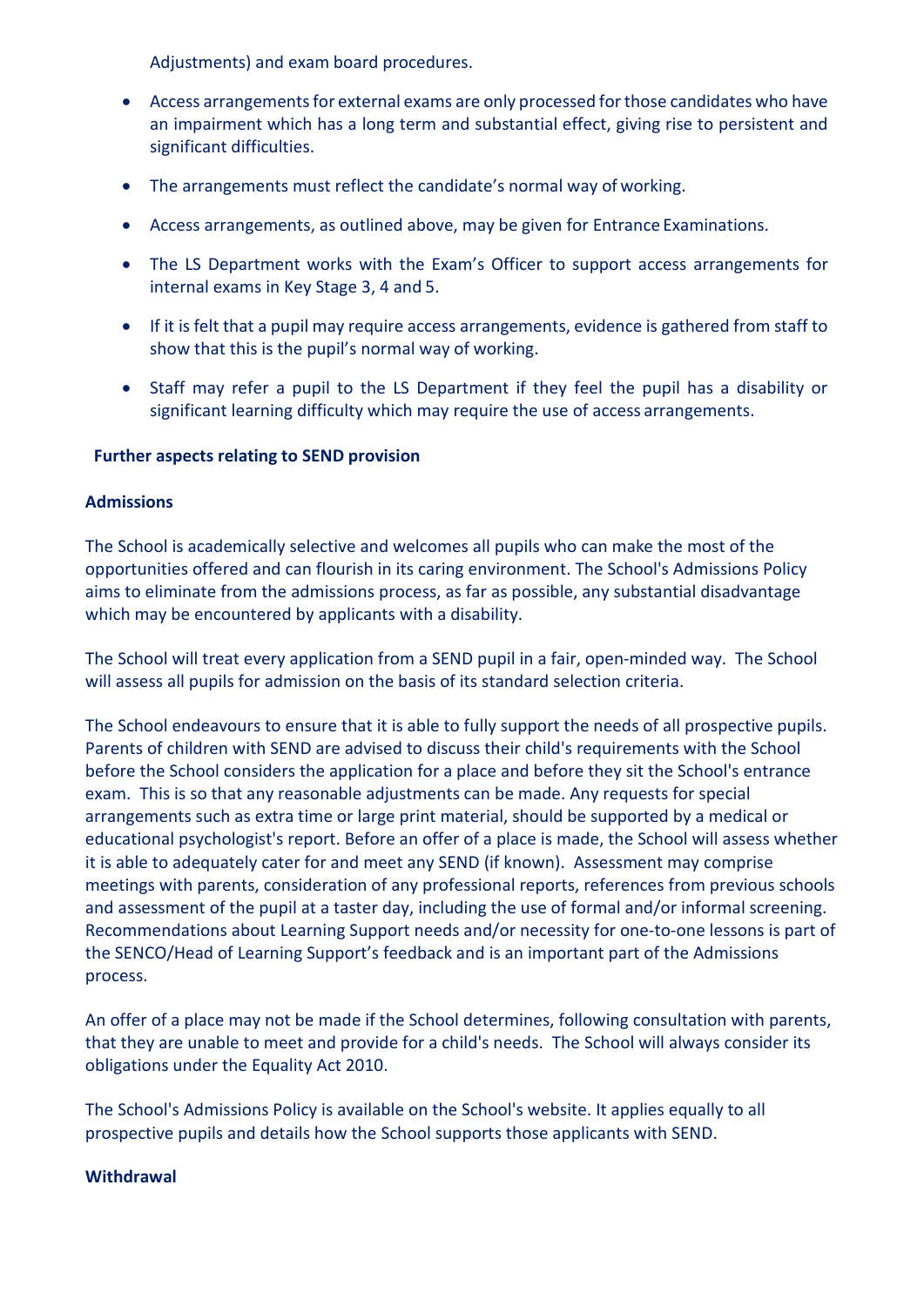Adjustments) and exam board procedures.

- Access arrangements for external exams are only processed for those candidates who have an impairment which has a long term and substantial effect, giving rise to persistent and significant difficulties.
- The arrangements must reflect the candidate's normal way of working.
- Access arrangements, as outlined above, may be given for Entrance Examinations.
- The LS Department works with the Exam's Officer to support access arrangements for internal exams in Key Stage 3, 4 and 5.
- If it is felt that a pupil may require access arrangements, evidence is gathered from staff to show that this is the pupil's normal way of working.
- Staff may refer a pupil to the LS Department if they feel the pupil has a disability or significant learning difficulty which may require the use of access arrangements.

**Further aspects relating to SEND provision**

**Admissions**

The School is academically selective and welcomes all pupils who can make the most of the opportunities offered and can flourish in its caring environment. The School's Admissions Policy aims to eliminate from the admissions process, as far as possible, any substantial disadvantage which may be encountered by applicants with a disability.

The School will treat every application from a SEND pupil in a fair, open-minded way. The School will assess all pupils for admission on the basis of its standard selection criteria.

The School endeavours to ensure that it is able to fully support the needs of all prospective pupils. Parents of children with SEND are advised to discuss their child's requirements with the School before the School considers the application for a place and before they sit the School's entrance exam. This is so that any reasonable adjustments can be made. Any requests for special arrangements such as extra time or large print material, should be supported by a medical or educational psychologist's report. Before an offer of a place is made, the School will assess whether it is able to adequately cater for and meet any SEND (if known). Assessment may comprise meetings with parents, consideration of any professional reports, references from previous schools and assessment of the pupil at a taster day, including the use of formal and/or informal screening. Recommendations about Learning Support needs and/or necessity for one-to-one lessons is part of the SENCO/Head of Learning Support's feedback and is an important part of the Admissions process.

An offer of a place may not be made if the School determines, following consultation with parents, that they are unable to meet and provide for a child's needs. The School will always consider its obligations under the Equality Act 2010.

The School's Admissions Policy is available on the School's website. It applies equally to all prospective pupils and details how the School supports those applicants with SEND.

**Withdrawal**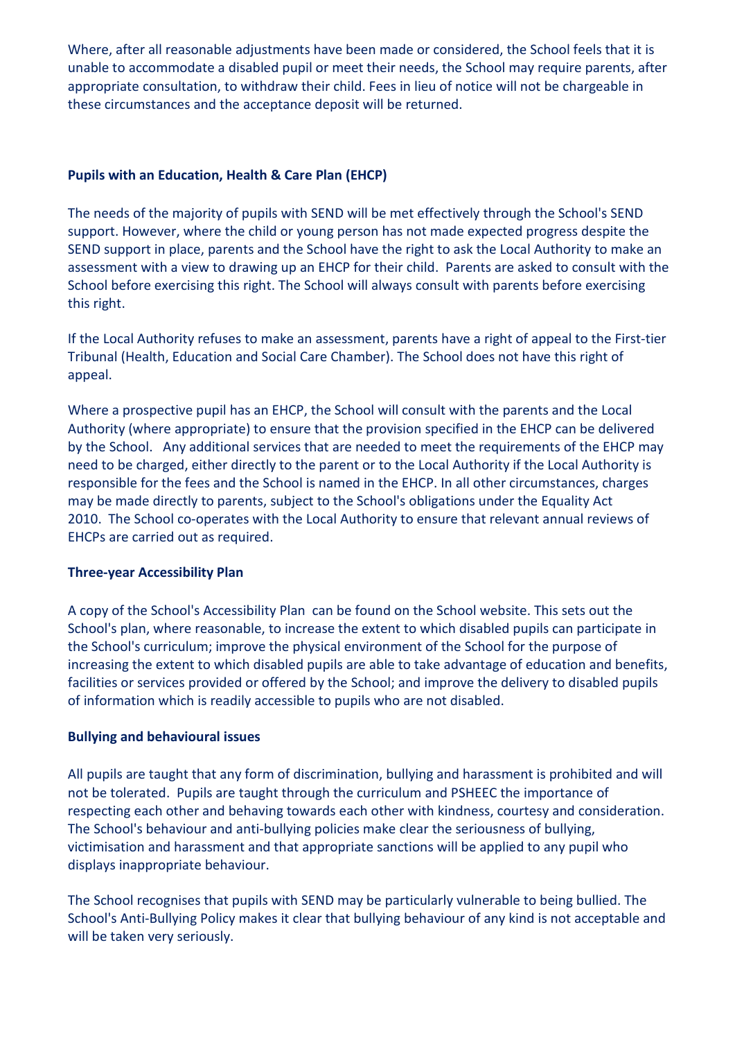Where, after all reasonable adjustments have been made or considered, the School feels that it is unable to accommodate a disabled pupil or meet their needs, the School may require parents, after appropriate consultation, to withdraw their child. Fees in lieu of notice will not be chargeable in these circumstances and the acceptance deposit will be returned.

**Pupils with an Education, Health & Care Plan (EHCP)**

The needs of the majority of pupils with SEND will be met effectively through the School's SEND support. However, where the child or young person has not made expected progress despite the SEND support in place, parents and the School have the right to ask the Local Authority to make an assessment with a view to drawing up an EHCP for their child. Parents are asked to consult with the School before exercising this right. The School will always consult with parents before exercising this right.

If the Local Authority refuses to make an assessment, parents have a right of appeal to the First-tier Tribunal (Health, Education and Social Care Chamber). The School does not have this right of appeal.

Where a prospective pupil has an EHCP, the School will consult with the parents and the Local Authority (where appropriate) to ensure that the provision specified in the EHCP can be delivered by the School. Any additional services that are needed to meet the requirements of the EHCP may need to be charged, either directly to the parent or to the Local Authority if the Local Authority is responsible for the fees and the School is named in the EHCP. In all other circumstances, charges may be made directly to parents, subject to the School's obligations under the Equality Act 2010. The School co-operates with the Local Authority to ensure that relevant annual reviews of EHCPs are carried out as required.

**Three-year Accessibility Plan**

A copy of the School's Accessibility Plan can be found on the School website. This sets out the School's plan, where reasonable, to increase the extent to which disabled pupils can participate in the School's curriculum; improve the physical environment of the School for the purpose of increasing the extent to which disabled pupils are able to take advantage of education and benefits, facilities or services provided or offered by the School; and improve the delivery to disabled pupils of information which is readily accessible to pupils who are not disabled.

**Bullying and behavioural issues**

All pupils are taught that any form of discrimination, bullying and harassment is prohibited and will not be tolerated. Pupils are taught through the curriculum and PSHEEC the importance of respecting each other and behaving towards each other with kindness, courtesy and consideration. The School's behaviour and anti-bullying policies make clear the seriousness of bullying, victimisation and harassment and that appropriate sanctions will be applied to any pupil who displays inappropriate behaviour.

The School recognises that pupils with SEND may be particularly vulnerable to being bullied. The School's Anti-Bullying Policy makes it clear that bullying behaviour of any kind is not acceptable and will be taken very seriously.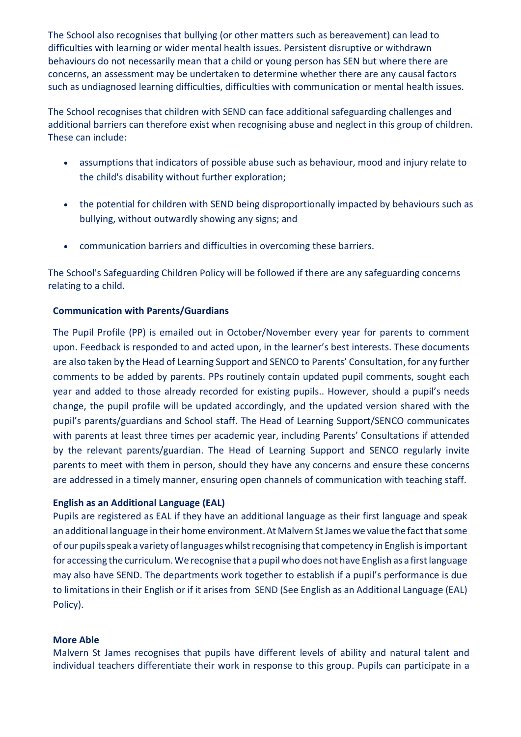The School also recognises that bullying (or other matters such as bereavement) can lead to difficulties with learning or wider mental health issues. Persistent disruptive or withdrawn behaviours do not necessarily mean that a child or young person has SEN but where there are concerns, an assessment may be undertaken to determine whether there are any causal factors such as undiagnosed learning difficulties, difficulties with communication or mental health issues.

The School recognises that children with SEND can face additional safeguarding challenges and additional barriers can therefore exist when recognising abuse and neglect in this group of children. These can include:

- assumptions that indicators of possible abuse such as behaviour, mood and injury relate to the child's disability without further exploration;
- the potential for children with SEND being disproportionally impacted by behaviours such as bullying, without outwardly showing any signs; and
- communication barriers and difficulties in overcoming these barriers.

The School's Safeguarding Children Policy will be followed if there are any safeguarding concerns relating to a child.

**Communication with Parents/Guardians**

The Pupil Profile (PP) is emailed out in October/November every year for parents to comment upon. Feedback is responded to and acted upon, in the learner's best interests. These documents are also taken by the Head of Learning Support and SENCO to Parents' Consultation, for any further comments to be added by parents. PPs routinely contain updated pupil comments, sought each year and added to those already recorded for existing pupils.. However, should a pupil's needs change, the pupil profile will be updated accordingly, and the updated version shared with the pupil's parents/guardians and School staff. The Head of Learning Support/SENCO communicates with parents at least three times per academic year, including Parents' Consultations if attended by the relevant parents/guardian. The Head of Learning Support and SENCO regularly invite parents to meet with them in person, should they have any concerns and ensure these concerns are addressed in a timely manner, ensuring open channels of communication with teaching staff.

**English as an Additional Language (EAL)**

Pupils are registered as EAL if they have an additional language as their first language and speak an additional language in their home environment. At Malvern St James we value the fact that some of our pupils speak a variety of languages whilst recognising that competency in English is important for accessing the curriculum. We recognise that a pupil who does not have English as a first language may also have SEND. The departments work together to establish if a pupil's performance is due to limitations in their English or if it arises from SEND (See English as an Additional Language (EAL) Policy).

**More Able**

Malvern St James recognises that pupils have different levels of ability and natural talent and individual teachers differentiate their work in response to this group. Pupils can participate in a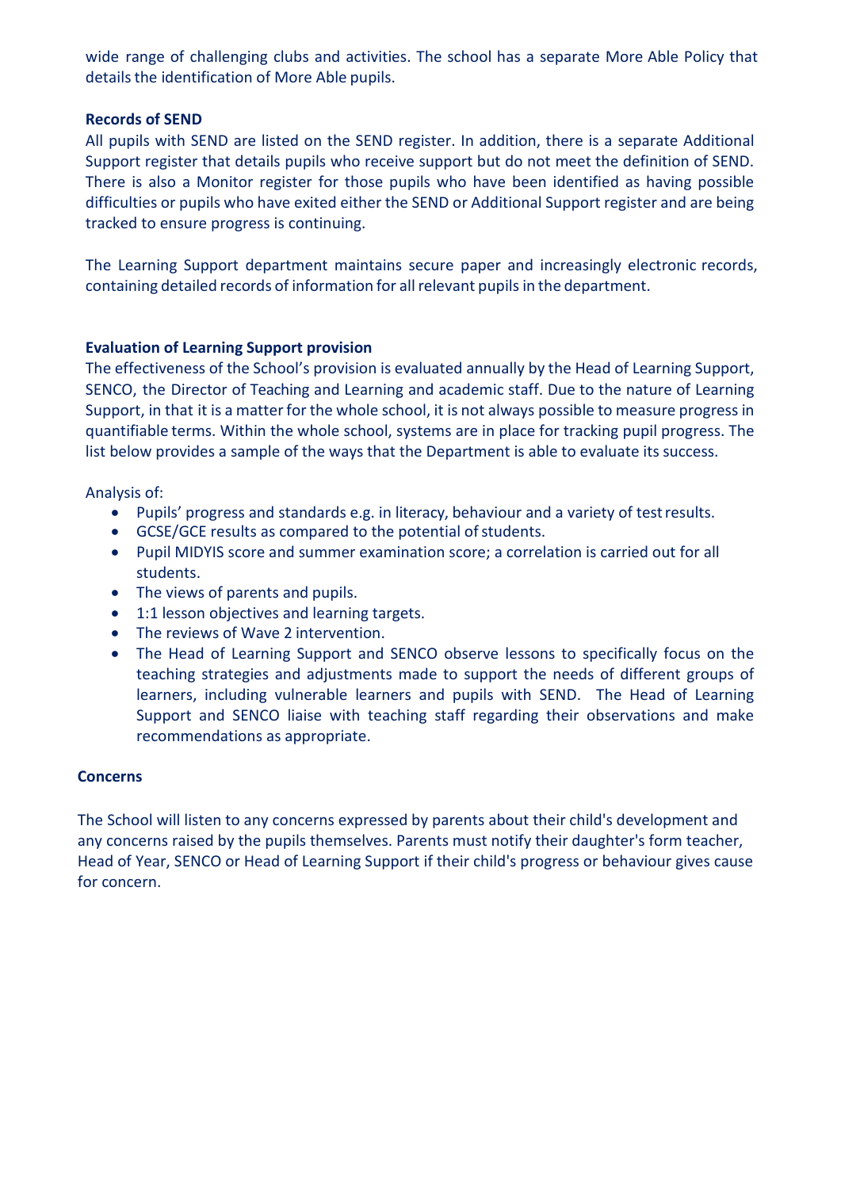wide range of challenging clubs and activities. The school has a separate More Able Policy that details the identification of More Able pupils.

**Records of SEND**

All pupils with SEND are listed on the SEND register. In addition, there is a separate Additional Support register that details pupils who receive support but do not meet the definition of SEND. There is also a Monitor register for those pupils who have been identified as having possible difficulties or pupils who have exited either the SEND or Additional Support register and are being tracked to ensure progress is continuing.

The Learning Support department maintains secure paper and increasingly electronic records, containing detailed records of information for all relevant pupils in the department.

**Evaluation of Learning Support provision**

The effectiveness of the School's provision is evaluated annually by the Head of Learning Support, SENCO, the Director of Teaching and Learning and academic staff. Due to the nature of Learning Support, in that it is a matter for the whole school, it is not always possible to measure progress in quantifiable terms. Within the whole school, systems are in place for tracking pupil progress. The list below provides a sample of the ways that the Department is able to evaluate its success.

Analysis of:

- Pupils' progress and standards e.g. in literacy, behaviour and a variety of test results.
- GCSE/GCE results as compared to the potential of students.
- Pupil MIDYIS score and summer examination score; a correlation is carried out for all students.
- The views of parents and pupils.
- 1:1 lesson objectives and learning targets.
- The reviews of Wave 2 intervention.
- The Head of Learning Support and SENCO observe lessons to specifically focus on the teaching strategies and adjustments made to support the needs of different groups of learners, including vulnerable learners and pupils with SEND. The Head of Learning Support and SENCO liaise with teaching staff regarding their observations and make recommendations as appropriate.

**Concerns**

The School will listen to any concerns expressed by parents about their child's development and any concerns raised by the pupils themselves. Parents must notify their daughter's form teacher, Head of Year, SENCO or Head of Learning Support if their child's progress or behaviour gives cause for concern.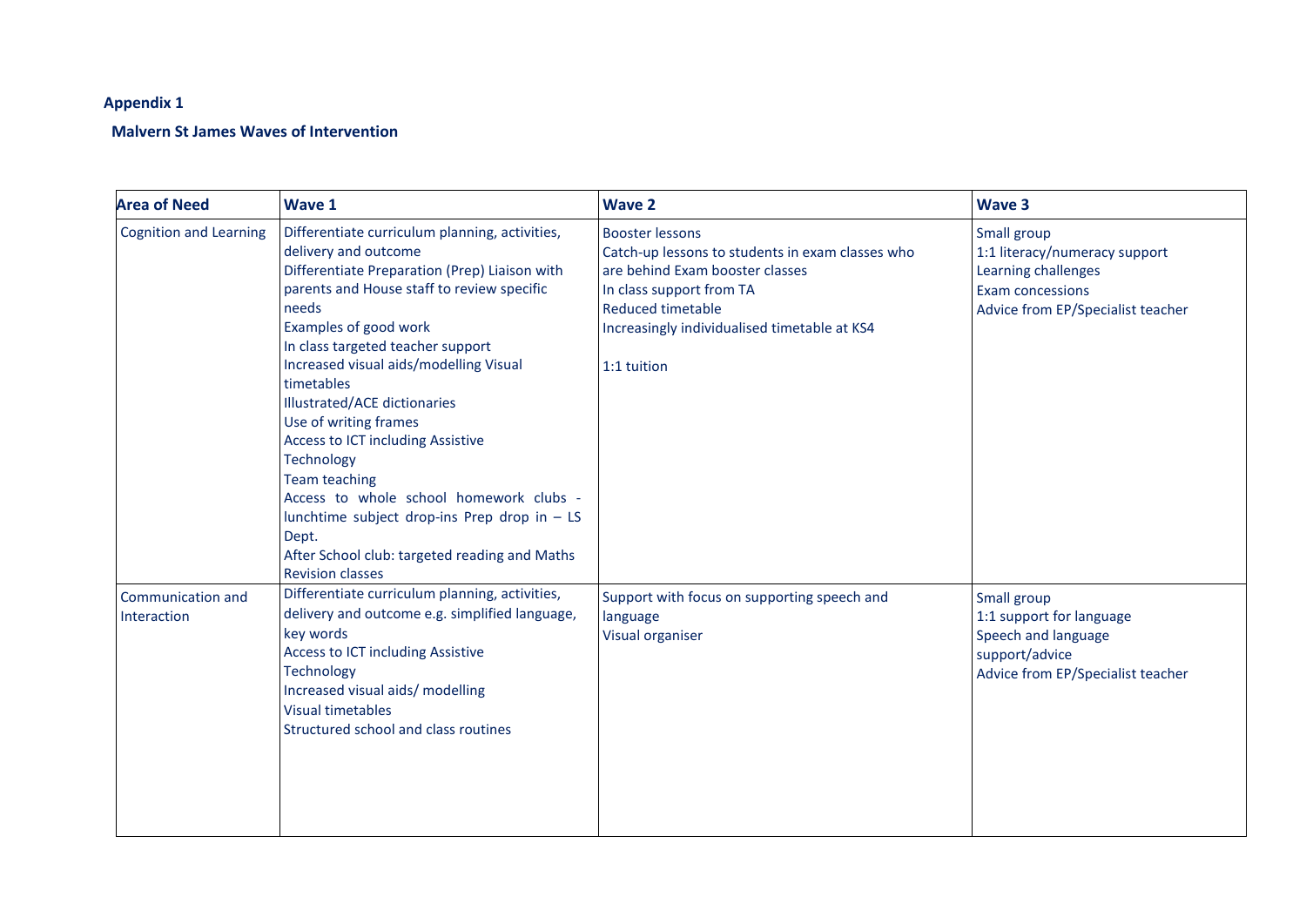**Appendix 1**

**Malvern St James Waves of Intervention**

| Area of Need | Wave 1 | Wave 2 | Wave 3 |
|---|---|---|---|
| Cognition and Learning | Differentiate curriculum planning, activities, delivery and outcome<br>Differentiate Preparation (Prep) Liaison with parents and House staff to review specific needs<br>Examples of good work<br>In class targeted teacher support<br>Increased visual aids/modelling Visual timetables<br>Illustrated/ACE dictionaries<br>Use of writing frames<br>Access to ICT including Assistive Technology<br>Team teaching<br>Access to whole school homework clubs - lunchtime subject drop-ins Prep drop in – LS Dept.<br>After School club: targeted reading and Maths Revision classes | Booster lessons<br>Catch-up lessons to students in exam classes who are behind Exam booster classes<br>In class support from TA<br>Reduced timetable<br>Increasingly individualised timetable at KS4<br><br>1:1 tuition | Small group<br>1:1 literacy/numeracy support<br>Learning challenges<br>Exam concessions<br>Advice from EP/Specialist teacher |
| Communication and Interaction | Differentiate curriculum planning, activities, delivery and outcome e.g. simplified language, key words<br>Access to ICT including Assistive Technology<br>Increased visual aids/ modelling<br>Visual timetables<br>Structured school and class routines | Support with focus on supporting speech and language<br>Visual organiser | Small group<br>1:1 support for language<br>Speech and language support/advice<br>Advice from EP/Specialist teacher |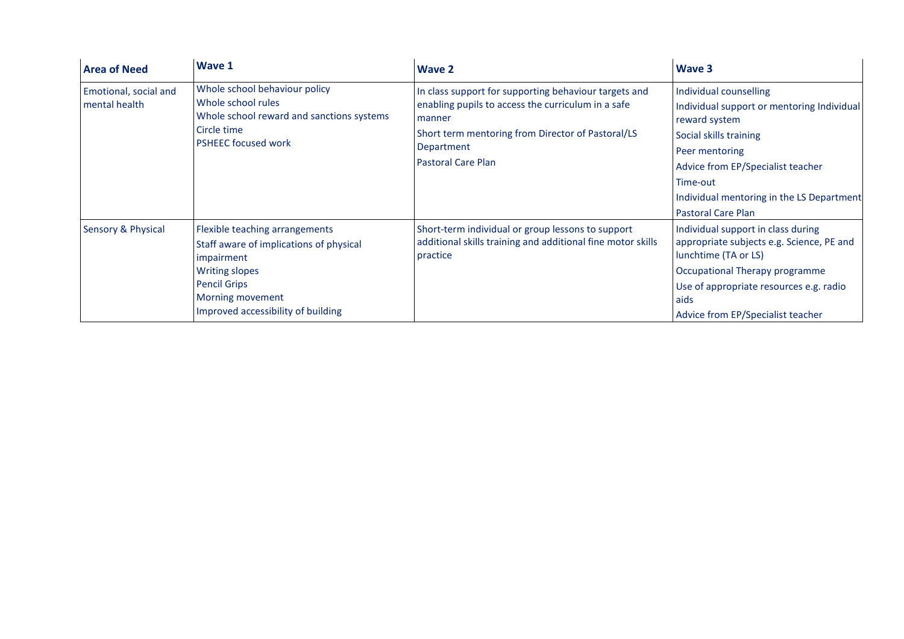| Area of Need | Wave 1 | Wave 2 | Wave 3 |
|---|---|---|---|
| Emotional, social and mental health | Whole school behaviour policy<br>Whole school rules<br>Whole school reward and sanctions systems<br>Circle time<br>PSHEEC focused work | In class support for supporting behaviour targets and enabling pupils to access the curriculum in a safe manner<br>Short term mentoring from Director of Pastoral/LS Department<br>Pastoral Care Plan | Individual counselling<br>Individual support or mentoring Individual reward system<br>Social skills training<br>Peer mentoring<br>Advice from EP/Specialist teacher<br>Time-out<br>Individual mentoring in the LS Department<br>Pastoral Care Plan |
| Sensory & Physical | Flexible teaching arrangements<br>Staff aware of implications of physical impairment<br>Writing slopes<br>Pencil Grips<br>Morning movement<br>Improved accessibility of building | Short-term individual or group lessons to support additional skills training and additional fine motor skills practice | Individual support in class during appropriate subjects e.g. Science, PE and lunchtime (TA or LS)<br>Occupational Therapy programme<br>Use of appropriate resources e.g. radio aids<br>Advice from EP/Specialist teacher |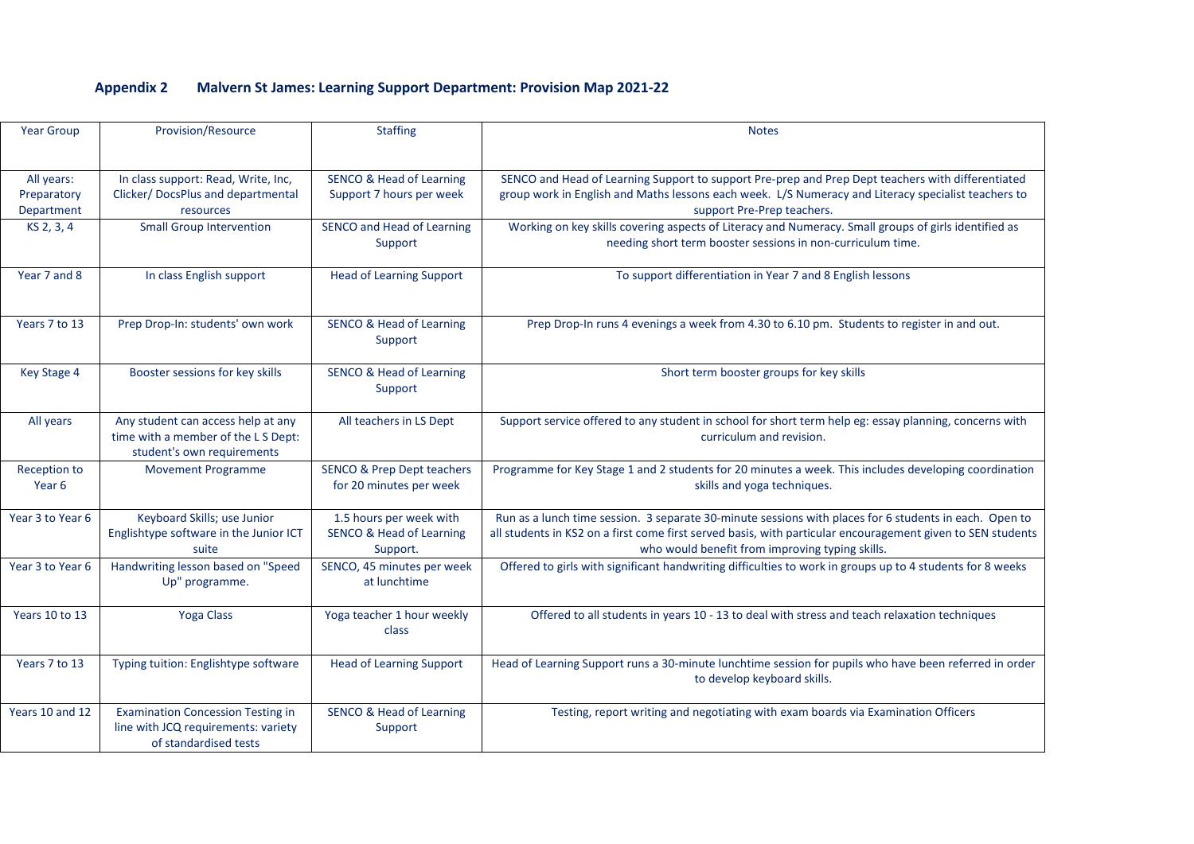## Appendix 2 Malvern St James: Learning Support Department: Provision Map 2021-22

| Year Group | Provision/Resource | Staffing | Notes |
|---|---|---|---|
| All years: Preparatory Department | In class support: Read, Write, Inc, Clicker/ DocsPlus and departmental resources | SENCO & Head of Learning Support 7 hours per week | SENCO and Head of Learning Support to support Pre-prep and Prep Dept teachers with differentiated group work in English and Maths lessons each week. L/S Numeracy and Literacy specialist teachers to support Pre-Prep teachers. |
| KS 2, 3, 4 | Small Group Intervention | SENCO and Head of Learning Support | Working on key skills covering aspects of Literacy and Numeracy. Small groups of girls identified as needing short term booster sessions in non-curriculum time. |
| Year 7 and 8 | In class English support | Head of Learning Support | To support differentiation in Year 7 and 8 English lessons |
| Years 7 to 13 | Prep Drop-In: students' own work | SENCO & Head of Learning Support | Prep Drop-In runs 4 evenings a week from 4.30 to 6.10 pm. Students to register in and out. |
| Key Stage 4 | Booster sessions for key skills | SENCO & Head of Learning Support | Short term booster groups for key skills |
| All years | Any student can access help at any time with a member of the L S Dept: student's own requirements | All teachers in LS Dept | Support service offered to any student in school for short term help eg: essay planning, concerns with curriculum and revision. |
| Reception to Year 6 | Movement Programme | SENCO & Prep Dept teachers for 20 minutes per week | Programme for Key Stage 1 and 2 students for 20 minutes a week. This includes developing coordination skills and yoga techniques. |
| Year 3 to Year 6 | Keyboard Skills; use Junior Englishtype software in the Junior ICT suite | 1.5 hours per week with SENCO & Head of Learning Support. | Run as a lunch time session. 3 separate 30-minute sessions with places for 6 students in each. Open to all students in KS2 on a first come first served basis, with particular encouragement given to SEN students who would benefit from improving typing skills. |
| Year 3 to Year 6 | Handwriting lesson based on "Speed Up" programme. | SENCO, 45 minutes per week at lunchtime | Offered to girls with significant handwriting difficulties to work in groups up to 4 students for 8 weeks |
| Years 10 to 13 | Yoga Class | Yoga teacher 1 hour weekly class | Offered to all students in years 10 - 13 to deal with stress and teach relaxation techniques |
| Years 7 to 13 | Typing tuition: Englishtype software | Head of Learning Support | Head of Learning Support runs a 30-minute lunchtime session for pupils who have been referred in order to develop keyboard skills. |
| Years 10 and 12 | Examination Concession Testing in line with JCQ requirements: variety of standardised tests | SENCO & Head of Learning Support | Testing, report writing and negotiating with exam boards via Examination Officers |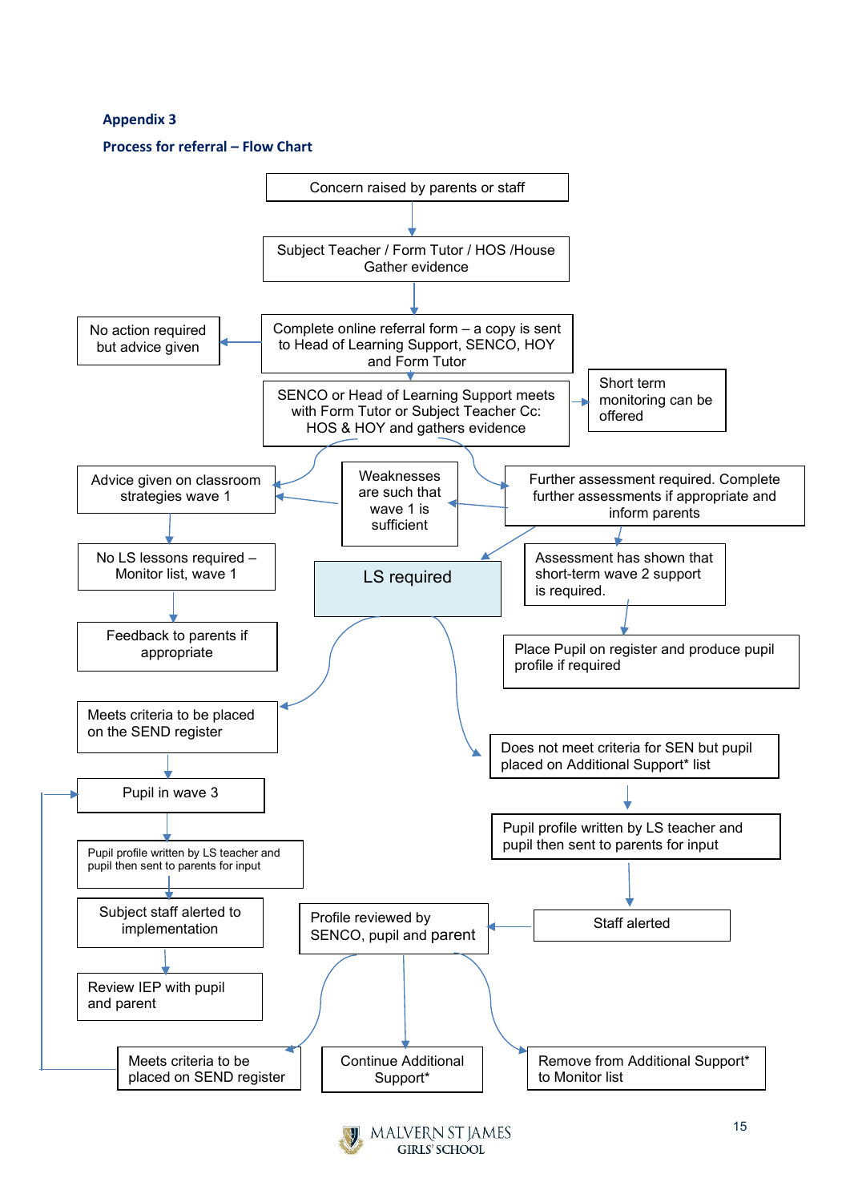**Appendix 3**

**Process for referral – Flow Chart**

- Concern raised by parents or staff
- Subject Teacher / Form Tutor / HOS /House Gather evidence
- Complete online referral form – a copy is sent to Head of Learning Support, SENCO, HOY and Form Tutor
  - No action required but advice given
- SENCO or Head of Learning Support meets with Form Tutor or Subject Teacher Cc: HOS & HOY and gathers evidence
  - Short term monitoring can be offered
- Weaknesses are such that wave 1 is sufficient
  - Advice given on classroom strategies wave 1
  - No LS lessons required – Monitor list, wave 1
  - Feedback to parents if appropriate
- Further assessment required. Complete further assessments if appropriate and inform parents
  - Assessment has shown that short-term wave 2 support is required.
  - Place Pupil on register and produce pupil profile if required
- LS required
  - Meets criteria to be placed on the SEND register
    - Pupil in wave 3
    - Pupil profile written by LS teacher and pupil then sent to parents for input
    - Subject staff alerted to implementation
    - Review IEP with pupil and parent
  - Does not meet criteria for SEN but pupil placed on Additional Support* list
    - Pupil profile written by LS teacher and pupil then sent to parents for input
    - Staff alerted
    - Profile reviewed by SENCO, pupil and parent
      - Meets criteria to be placed on SEND register (returns to: Pupil in wave 3)
      - Continue Additional Support*
      - Remove from Additional Support* to Monitor list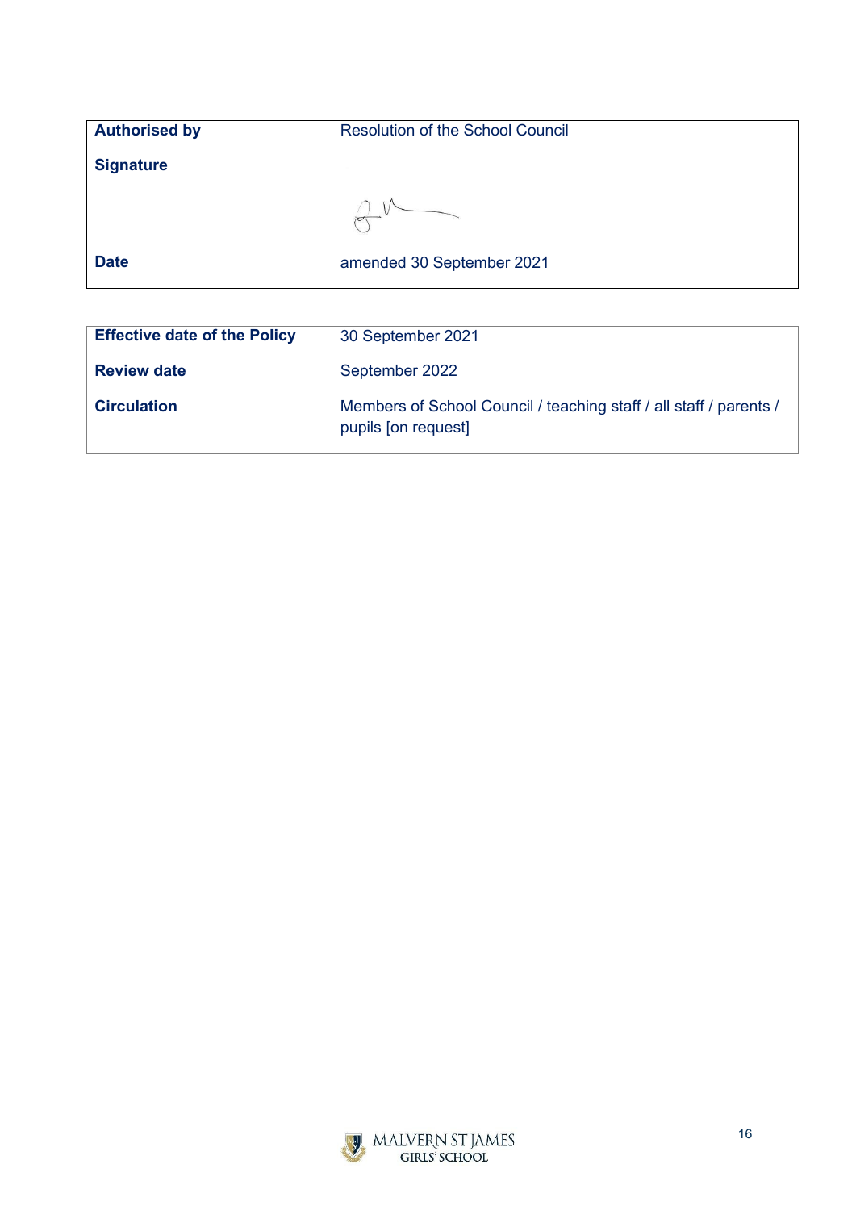| | |
|---|---|
| **Authorised by** | Resolution of the School Council |
| **Signature** | |
| **Date** | amended 30 September 2021 |

| | |
|---|---|
| **Effective date of the Policy** | 30 September 2021 |
| **Review date** | September 2022 |
| **Circulation** | Members of School Council / teaching staff / all staff / parents / pupils [on request] |